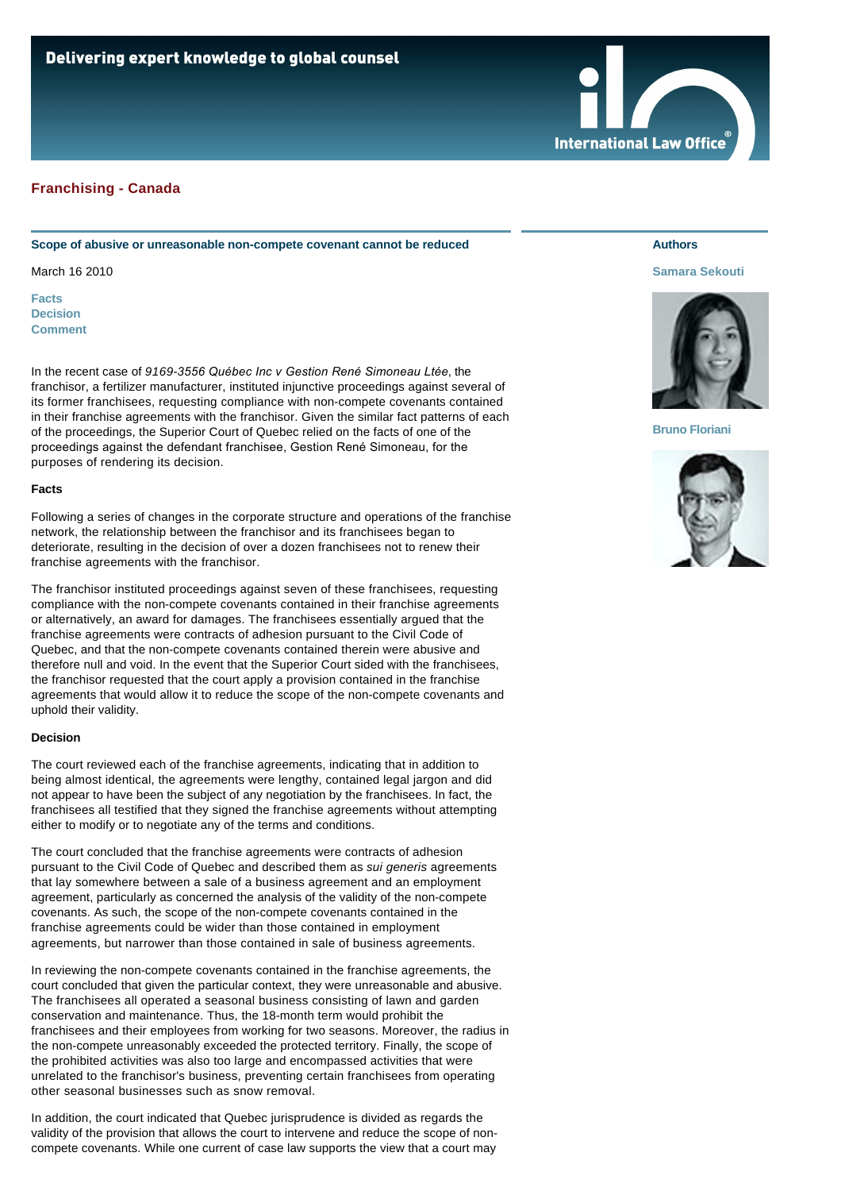## Franchising - Canada

### Scope of abusive or unreasonable non-compete covenant cannot be reduced

March 16 2010

**Authors**

Samara Sekouti

Bruno Floriani

Facts
Decision
Comment

In the recent case of *9169-3556 Québec Inc v Gestion René Simoneau Ltée*, the franchisor, a fertilizer manufacturer, instituted injunctive proceedings against several of its former franchisees, requesting compliance with non-compete covenants contained in their franchise agreements with the franchisor. Given the similar fact patterns of each of the proceedings, the Superior Court of Quebec relied on the facts of one of the proceedings against the defendant franchisee, Gestion René Simoneau, for the purposes of rendering its decision.

**Facts**

Following a series of changes in the corporate structure and operations of the franchise network, the relationship between the franchisor and its franchisees began to deteriorate, resulting in the decision of over a dozen franchisees not to renew their franchise agreements with the franchisor.

The franchisor instituted proceedings against seven of these franchisees, requesting compliance with the non-compete covenants contained in their franchise agreements or alternatively, an award for damages. The franchisees essentially argued that the franchise agreements were contracts of adhesion pursuant to the Civil Code of Quebec, and that the non-compete covenants contained therein were abusive and therefore null and void. In the event that the Superior Court sided with the franchisees, the franchisor requested that the court apply a provision contained in the franchise agreements that would allow it to reduce the scope of the non-compete covenants and uphold their validity.

**Decision**

The court reviewed each of the franchise agreements, indicating that in addition to being almost identical, the agreements were lengthy, contained legal jargon and did not appear to have been the subject of any negotiation by the franchisees. In fact, the franchisees all testified that they signed the franchise agreements without attempting either to modify or to negotiate any of the terms and conditions.

The court concluded that the franchise agreements were contracts of adhesion pursuant to the Civil Code of Quebec and described them as *sui generis* agreements that lay somewhere between a sale of a business agreement and an employment agreement, particularly as concerned the analysis of the validity of the non-compete covenants. As such, the scope of the non-compete covenants contained in the franchise agreements could be wider than those contained in employment agreements, but narrower than those contained in sale of business agreements.

In reviewing the non-compete covenants contained in the franchise agreements, the court concluded that given the particular context, they were unreasonable and abusive. The franchisees all operated a seasonal business consisting of lawn and garden conservation and maintenance. Thus, the 18-month term would prohibit the franchisees and their employees from working for two seasons. Moreover, the radius in the non-compete unreasonably exceeded the protected territory. Finally, the scope of the prohibited activities was also too large and encompassed activities that were unrelated to the franchisor's business, preventing certain franchisees from operating other seasonal businesses such as snow removal.

In addition, the court indicated that Quebec jurisprudence is divided as regards the validity of the provision that allows the court to intervene and reduce the scope of non-compete covenants. While one current of case law supports the view that a court may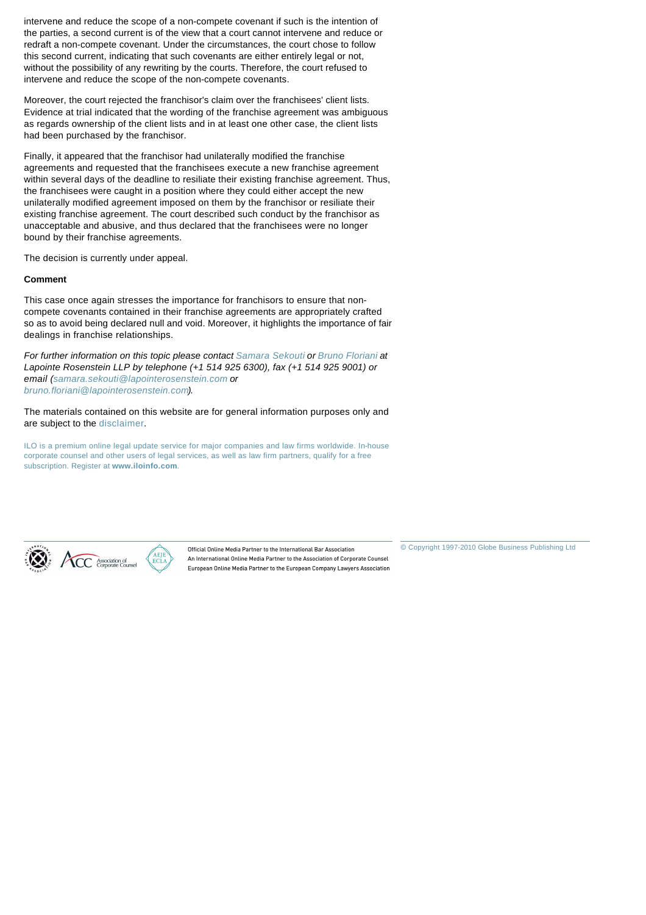intervene and reduce the scope of a non-compete covenant if such is the intention of the parties, a second current is of the view that a court cannot intervene and reduce or redraft a non-compete covenant. Under the circumstances, the court chose to follow this second current, indicating that such covenants are either entirely legal or not, without the possibility of any rewriting by the courts. Therefore, the court refused to intervene and reduce the scope of the non-compete covenants.

Moreover, the court rejected the franchisor's claim over the franchisees' client lists. Evidence at trial indicated that the wording of the franchise agreement was ambiguous as regards ownership of the client lists and in at least one other case, the client lists had been purchased by the franchisor.

Finally, it appeared that the franchisor had unilaterally modified the franchise agreements and requested that the franchisees execute a new franchise agreement within several days of the deadline to resiliate their existing franchise agreement. Thus, the franchisees were caught in a position where they could either accept the new unilaterally modified agreement imposed on them by the franchisor or resiliate their existing franchise agreement. The court described such conduct by the franchisor as unacceptable and abusive, and thus declared that the franchisees were no longer bound by their franchise agreements.

The decision is currently under appeal.

**Comment**

This case once again stresses the importance for franchisors to ensure that non-compete covenants contained in their franchise agreements are appropriately crafted so as to avoid being declared null and void. Moreover, it highlights the importance of fair dealings in franchise relationships.

*For further information on this topic please contact Samara Sekouti or Bruno Floriani at Lapointe Rosenstein LLP by telephone (+1 514 925 6300), fax (+1 514 925 9001) or email (samara.sekouti@lapointerosenstein.com or bruno.floriani@lapointerosenstein.com).*

The materials contained on this website are for general information purposes only and are subject to the disclaimer.

ILO is a premium online legal update service for major companies and law firms worldwide. In-house corporate counsel and other users of legal services, as well as law firm partners, qualify for a free subscription. Register at **www.iloinfo.com**.

Official Online Media Partner to the International Bar Association
An International Online Media Partner to the Association of Corporate Counsel
European Online Media Partner to the European Company Lawyers Association

© Copyright 1997-2010 Globe Business Publishing Ltd